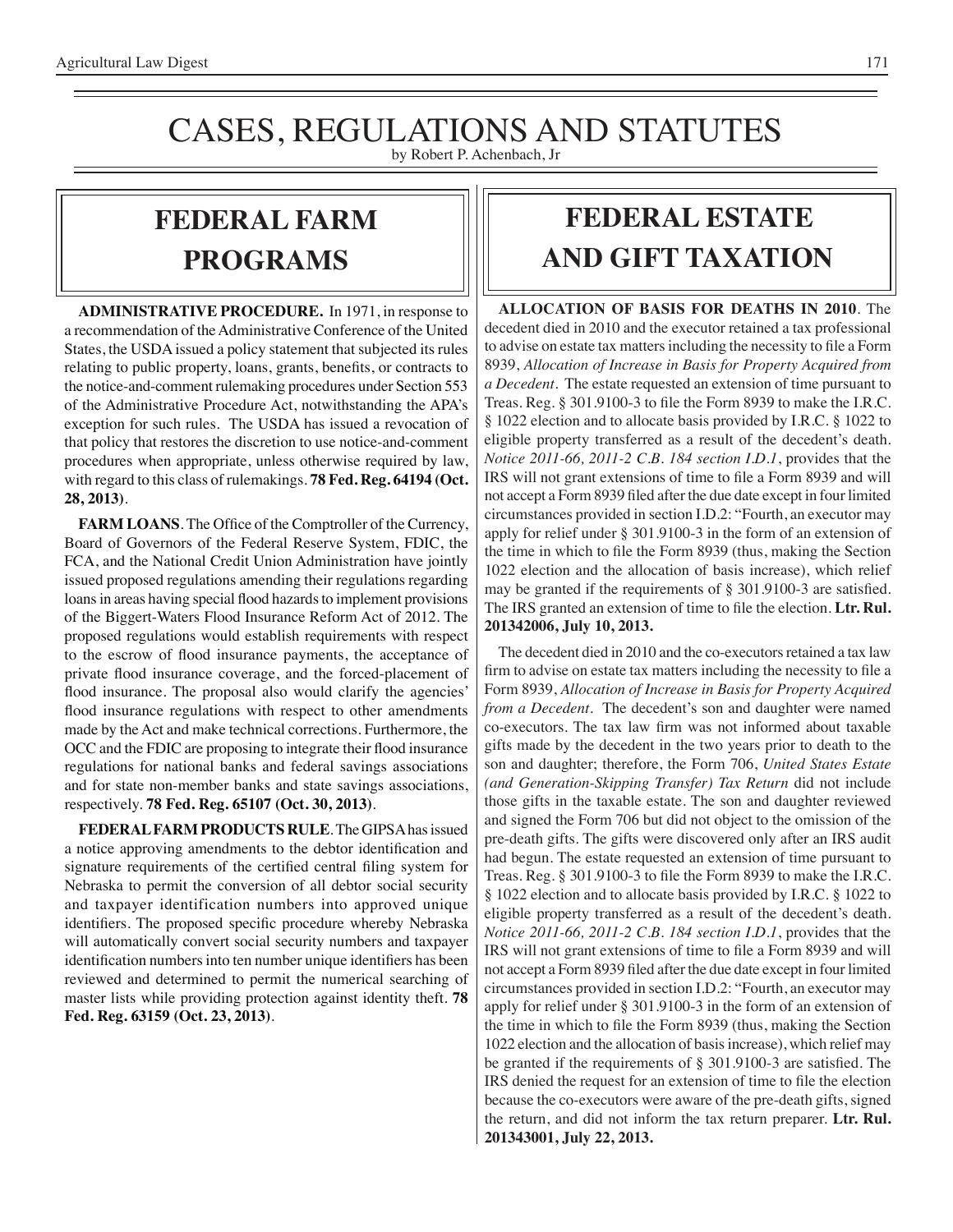# CASES, REGULATIONS AND STATUTES

by Robert P. Achenbach, Jr

## FEDERAL FARM PROGRAMS

**ADMINISTRATIVE PROCEDURE.** In 1971, in response to a recommendation of the Administrative Conference of the United States, the USDA issued a policy statement that subjected its rules relating to public property, loans, grants, benefits, or contracts to the notice-and-comment rulemaking procedures under Section 553 of the Administrative Procedure Act, notwithstanding the APA's exception for such rules. The USDA has issued a revocation of that policy that restores the discretion to use notice-and-comment procedures when appropriate, unless otherwise required by law, with regard to this class of rulemakings. **78 Fed. Reg. 64194 (Oct. 28, 2013)**.

**FARM LOANS**. The Office of the Comptroller of the Currency, Board of Governors of the Federal Reserve System, FDIC, the FCA, and the National Credit Union Administration have jointly issued proposed regulations amending their regulations regarding loans in areas having special flood hazards to implement provisions of the Biggert-Waters Flood Insurance Reform Act of 2012. The proposed regulations would establish requirements with respect to the escrow of flood insurance payments, the acceptance of private flood insurance coverage, and the forced-placement of flood insurance. The proposal also would clarify the agencies' flood insurance regulations with respect to other amendments made by the Act and make technical corrections. Furthermore, the OCC and the FDIC are proposing to integrate their flood insurance regulations for national banks and federal savings associations and for state non-member banks and state savings associations, respectively. **78 Fed. Reg. 65107 (Oct. 30, 2013)**.

**FEDERAL FARM PRODUCTS RULE**. The GIPSA has issued a notice approving amendments to the debtor identification and signature requirements of the certified central filing system for Nebraska to permit the conversion of all debtor social security and taxpayer identification numbers into approved unique identifiers. The proposed specific procedure whereby Nebraska will automatically convert social security numbers and taxpayer identification numbers into ten number unique identifiers has been reviewed and determined to permit the numerical searching of master lists while providing protection against identity theft. **78 Fed. Reg. 63159 (Oct. 23, 2013)**.

## FEDERAL ESTATE AND GIFT TAXATION

**ALLOCATION OF BASIS FOR DEATHS IN 2010**. The decedent died in 2010 and the executor retained a tax professional to advise on estate tax matters including the necessity to file a Form 8939, *Allocation of Increase in Basis for Property Acquired from a Decedent*. The estate requested an extension of time pursuant to Treas. Reg. § 301.9100-3 to file the Form 8939 to make the I.R.C. § 1022 election and to allocate basis provided by I.R.C. § 1022 to eligible property transferred as a result of the decedent's death. *Notice 2011-66, 2011-2 C.B. 184 section I.D.1*, provides that the IRS will not grant extensions of time to file a Form 8939 and will not accept a Form 8939 filed after the due date except in four limited circumstances provided in section I.D.2: "Fourth, an executor may apply for relief under § 301.9100-3 in the form of an extension of the time in which to file the Form 8939 (thus, making the Section 1022 election and the allocation of basis increase), which relief may be granted if the requirements of § 301.9100-3 are satisfied. The IRS granted an extension of time to file the election. **Ltr. Rul. 201342006, July 10, 2013.**

The decedent died in 2010 and the co-executors retained a tax law firm to advise on estate tax matters including the necessity to file a Form 8939, *Allocation of Increase in Basis for Property Acquired from a Decedent*. The decedent's son and daughter were named co-executors. The tax law firm was not informed about taxable gifts made by the decedent in the two years prior to death to the son and daughter; therefore, the Form 706, *United States Estate (and Generation-Skipping Transfer) Tax Return* did not include those gifts in the taxable estate. The son and daughter reviewed and signed the Form 706 but did not object to the omission of the pre-death gifts. The gifts were discovered only after an IRS audit had begun. The estate requested an extension of time pursuant to Treas. Reg. § 301.9100-3 to file the Form 8939 to make the I.R.C. § 1022 election and to allocate basis provided by I.R.C. § 1022 to eligible property transferred as a result of the decedent's death. *Notice 2011-66, 2011-2 C.B. 184 section I.D.1*, provides that the IRS will not grant extensions of time to file a Form 8939 and will not accept a Form 8939 filed after the due date except in four limited circumstances provided in section I.D.2: "Fourth, an executor may apply for relief under § 301.9100-3 in the form of an extension of the time in which to file the Form 8939 (thus, making the Section 1022 election and the allocation of basis increase), which relief may be granted if the requirements of § 301.9100-3 are satisfied. The IRS denied the request for an extension of time to file the election because the co-executors were aware of the pre-death gifts, signed the return, and did not inform the tax return preparer. **Ltr. Rul. 201343001, July 22, 2013.**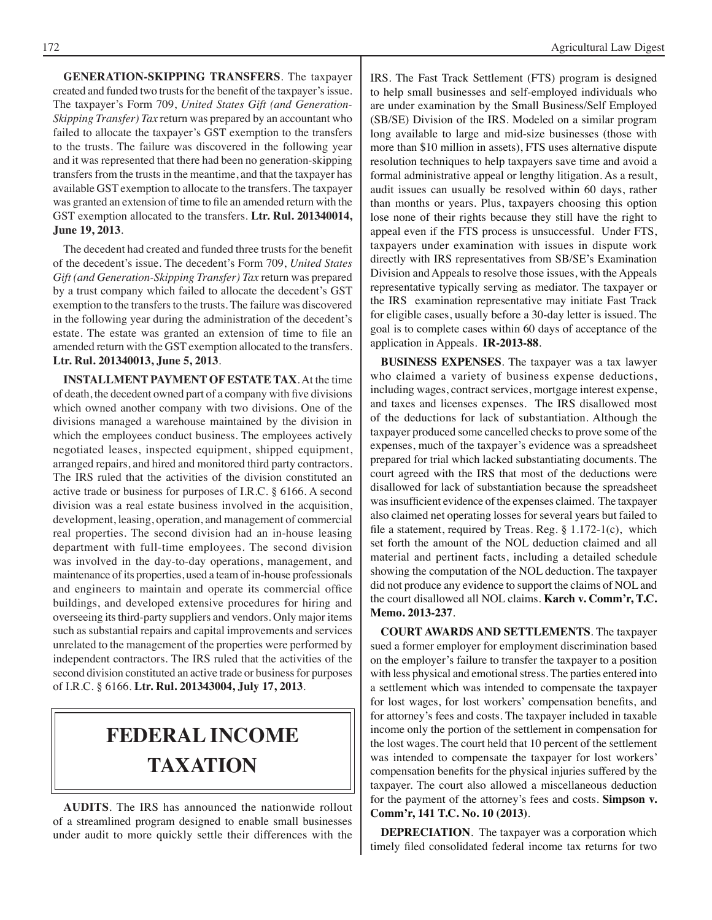**GENERATION-SKIPPING TRANSFERS**. The taxpayer created and funded two trusts for the benefit of the taxpayer's issue. The taxpayer's Form 709, *United States Gift (and Generation-Skipping Transfer) Tax* return was prepared by an accountant who failed to allocate the taxpayer's GST exemption to the transfers to the trusts. The failure was discovered in the following year and it was represented that there had been no generation-skipping transfers from the trusts in the meantime, and that the taxpayer has available GST exemption to allocate to the transfers. The taxpayer was granted an extension of time to file an amended return with the GST exemption allocated to the transfers. **Ltr. Rul. 201340014, June 19, 2013**.

The decedent had created and funded three trusts for the benefit of the decedent's issue. The decedent's Form 709, *United States Gift (and Generation-Skipping Transfer) Tax* return was prepared by a trust company which failed to allocate the decedent's GST exemption to the transfers to the trusts. The failure was discovered in the following year during the administration of the decedent's estate. The estate was granted an extension of time to file an amended return with the GST exemption allocated to the transfers. **Ltr. Rul. 201340013, June 5, 2013**.

**INSTALLMENT PAYMENT OF ESTATE TAX**. At the time of death, the decedent owned part of a company with five divisions which owned another company with two divisions. One of the divisions managed a warehouse maintained by the division in which the employees conduct business. The employees actively negotiated leases, inspected equipment, shipped equipment, arranged repairs, and hired and monitored third party contractors. The IRS ruled that the activities of the division constituted an active trade or business for purposes of I.R.C. § 6166. A second division was a real estate business involved in the acquisition, development, leasing, operation, and management of commercial real properties. The second division had an in-house leasing department with full-time employees. The second division was involved in the day-to-day operations, management, and maintenance of its properties, used a team of in-house professionals and engineers to maintain and operate its commercial office buildings, and developed extensive procedures for hiring and overseeing its third-party suppliers and vendors. Only major items such as substantial repairs and capital improvements and services unrelated to the management of the properties were performed by independent contractors. The IRS ruled that the activities of the second division constituted an active trade or business for purposes of I.R.C. § 6166. **Ltr. Rul. 201343004, July 17, 2013**.

# FEDERAL INCOME TAXATION

**AUDITS**. The IRS has announced the nationwide rollout of a streamlined program designed to enable small businesses under audit to more quickly settle their differences with the IRS. The Fast Track Settlement (FTS) program is designed to help small businesses and self-employed individuals who are under examination by the Small Business/Self Employed (SB/SE) Division of the IRS. Modeled on a similar program long available to large and mid-size businesses (those with more than $10 million in assets), FTS uses alternative dispute resolution techniques to help taxpayers save time and avoid a formal administrative appeal or lengthy litigation. As a result, audit issues can usually be resolved within 60 days, rather than months or years. Plus, taxpayers choosing this option lose none of their rights because they still have the right to appeal even if the FTS process is unsuccessful. Under FTS, taxpayers under examination with issues in dispute work directly with IRS representatives from SB/SE's Examination Division and Appeals to resolve those issues, with the Appeals representative typically serving as mediator. The taxpayer or the IRS examination representative may initiate Fast Track for eligible cases, usually before a 30-day letter is issued. The goal is to complete cases within 60 days of acceptance of the application in Appeals. **IR-2013-88**.

**BUSINESS EXPENSES**. The taxpayer was a tax lawyer who claimed a variety of business expense deductions, including wages, contract services, mortgage interest expense, and taxes and licenses expenses. The IRS disallowed most of the deductions for lack of substantiation. Although the taxpayer produced some cancelled checks to prove some of the expenses, much of the taxpayer's evidence was a spreadsheet prepared for trial which lacked substantiating documents. The court agreed with the IRS that most of the deductions were disallowed for lack of substantiation because the spreadsheet was insufficient evidence of the expenses claimed. The taxpayer also claimed net operating losses for several years but failed to file a statement, required by Treas. Reg. § 1.172-1(c), which set forth the amount of the NOL deduction claimed and all material and pertinent facts, including a detailed schedule showing the computation of the NOL deduction. The taxpayer did not produce any evidence to support the claims of NOL and the court disallowed all NOL claims. **Karch v. Comm'r, T.C. Memo. 2013-237**.

**COURT AWARDS AND SETTLEMENTS**. The taxpayer sued a former employer for employment discrimination based on the employer's failure to transfer the taxpayer to a position with less physical and emotional stress. The parties entered into a settlement which was intended to compensate the taxpayer for lost wages, for lost workers' compensation benefits, and for attorney's fees and costs. The taxpayer included in taxable income only the portion of the settlement in compensation for the lost wages. The court held that 10 percent of the settlement was intended to compensate the taxpayer for lost workers' compensation benefits for the physical injuries suffered by the taxpayer. The court also allowed a miscellaneous deduction for the payment of the attorney's fees and costs. **Simpson v. Comm'r, 141 T.C. No. 10 (2013)**.

**DEPRECIATION**. The taxpayer was a corporation which timely filed consolidated federal income tax returns for two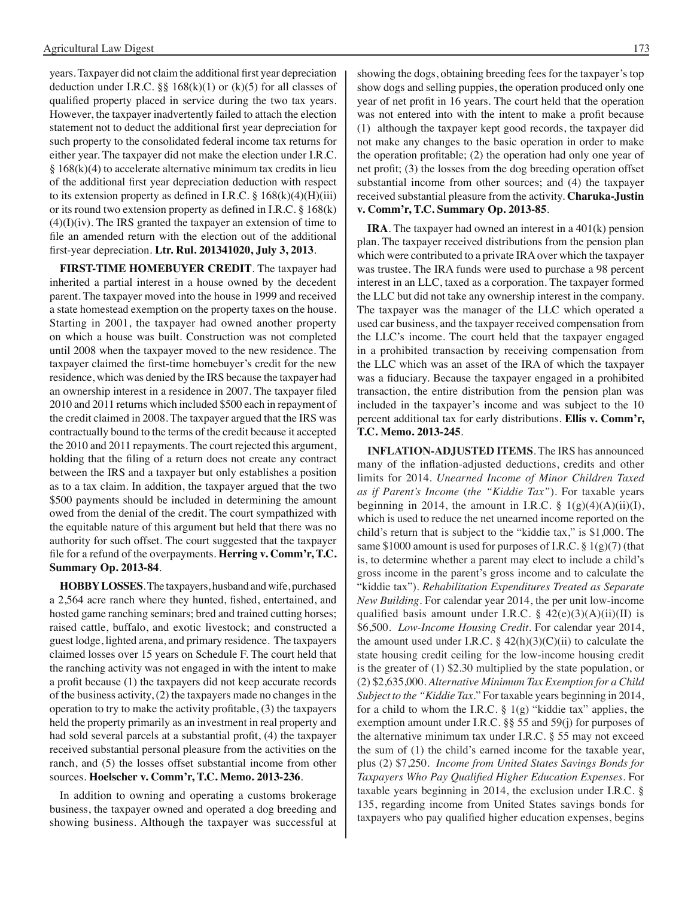years. Taxpayer did not claim the additional first year depreciation deduction under I.R.C. §§ 168(k)(1) or (k)(5) for all classes of qualified property placed in service during the two tax years. However, the taxpayer inadvertently failed to attach the election statement not to deduct the additional first year depreciation for such property to the consolidated federal income tax returns for either year. The taxpayer did not make the election under I.R.C. § 168(k)(4) to accelerate alternative minimum tax credits in lieu of the additional first year depreciation deduction with respect to its extension property as defined in I.R.C. § 168(k)(4)(H)(iii) or its round two extension property as defined in I.R.C. § 168(k)(4)(I)(iv). The IRS granted the taxpayer an extension of time to file an amended return with the election out of the additional first-year depreciation. **Ltr. Rul. 201341020, July 3, 2013**.

**FIRST-TIME HOMEBUYER CREDIT**. The taxpayer had inherited a partial interest in a house owned by the decedent parent. The taxpayer moved into the house in 1999 and received a state homestead exemption on the property taxes on the house. Starting in 2001, the taxpayer had owned another property on which a house was built. Construction was not completed until 2008 when the taxpayer moved to the new residence. The taxpayer claimed the first-time homebuyer's credit for the new residence, which was denied by the IRS because the taxpayer had an ownership interest in a residence in 2007. The taxpayer filed 2010 and 2011 returns which included $500 each in repayment of the credit claimed in 2008. The taxpayer argued that the IRS was contractually bound to the terms of the credit because it accepted the 2010 and 2011 repayments. The court rejected this argument, holding that the filing of a return does not create any contract between the IRS and a taxpayer but only establishes a position as to a tax claim. In addition, the taxpayer argued that the two $500 payments should be included in determining the amount owed from the denial of the credit. The court sympathized with the equitable nature of this argument but held that there was no authority for such offset. The court suggested that the taxpayer file for a refund of the overpayments. **Herring v. Comm'r, T.C. Summary Op. 2013-84**.

**HOBBY LOSSES**. The taxpayers, husband and wife, purchased a 2,564 acre ranch where they hunted, fished, entertained, and hosted game ranching seminars; bred and trained cutting horses; raised cattle, buffalo, and exotic livestock; and constructed a guest lodge, lighted arena, and primary residence. The taxpayers claimed losses over 15 years on Schedule F. The court held that the ranching activity was not engaged in with the intent to make a profit because (1) the taxpayers did not keep accurate records of the business activity, (2) the taxpayers made no changes in the operation to try to make the activity profitable, (3) the taxpayers held the property primarily as an investment in real property and had sold several parcels at a substantial profit, (4) the taxpayer received substantial personal pleasure from the activities on the ranch, and (5) the losses offset substantial income from other sources. **Hoelscher v. Comm'r, T.C. Memo. 2013-236**.

In addition to owning and operating a customs brokerage business, the taxpayer owned and operated a dog breeding and showing business. Although the taxpayer was successful at showing the dogs, obtaining breeding fees for the taxpayer's top show dogs and selling puppies, the operation produced only one year of net profit in 16 years. The court held that the operation was not entered into with the intent to make a profit because (1) although the taxpayer kept good records, the taxpayer did not make any changes to the basic operation in order to make the operation profitable; (2) the operation had only one year of net profit; (3) the losses from the dog breeding operation offset substantial income from other sources; and (4) the taxpayer received substantial pleasure from the activity. **Charuka-Justin v. Comm'r, T.C. Summary Op. 2013-85**.

**IRA**. The taxpayer had owned an interest in a 401(k) pension plan. The taxpayer received distributions from the pension plan which were contributed to a private IRA over which the taxpayer was trustee. The IRA funds were used to purchase a 98 percent interest in an LLC, taxed as a corporation. The taxpayer formed the LLC but did not take any ownership interest in the company. The taxpayer was the manager of the LLC which operated a used car business, and the taxpayer received compensation from the LLC's income. The court held that the taxpayer engaged in a prohibited transaction by receiving compensation from the LLC which was an asset of the IRA of which the taxpayer was a fiduciary. Because the taxpayer engaged in a prohibited transaction, the entire distribution from the pension plan was included in the taxpayer's income and was subject to the 10 percent additional tax for early distributions. **Ellis v. Comm'r, T.C. Memo. 2013-245**.

**INFLATION-ADJUSTED ITEMS**. The IRS has announced many of the inflation-adjusted deductions, credits and other limits for 2014. *Unearned Income of Minor Children Taxed as if Parent's Income* (*the "Kiddie Tax"*). For taxable years beginning in 2014, the amount in I.R.C. § 1(g)(4)(A)(ii)(I), which is used to reduce the net unearned income reported on the child's return that is subject to the "kiddie tax," is $1,000. The same $1000 amount is used for purposes of I.R.C. § 1(g)(7) (that is, to determine whether a parent may elect to include a child's gross income in the parent's gross income and to calculate the "kiddie tax"). *Rehabilitation Expenditures Treated as Separate New Building*. For calendar year 2014, the per unit low-income qualified basis amount under I.R.C. § 42(e)(3)(A)(ii)(II) is $6,500. *Low-Income Housing Credit*. For calendar year 2014, the amount used under I.R.C. § 42(h)(3)(C)(ii) to calculate the state housing credit ceiling for the low-income housing credit is the greater of (1) $2.30 multiplied by the state population, or (2) $2,635,000. *Alternative Minimum Tax Exemption for a Child Subject to the "Kiddie Tax."* For taxable years beginning in 2014, for a child to whom the I.R.C. § 1(g) "kiddie tax" applies, the exemption amount under I.R.C. §§ 55 and 59(j) for purposes of the alternative minimum tax under I.R.C. § 55 may not exceed the sum of (1) the child's earned income for the taxable year, plus (2) $7,250. *Income from United States Savings Bonds for Taxpayers Who Pay Qualified Higher Education Expenses*. For taxable years beginning in 2014, the exclusion under I.R.C. § 135, regarding income from United States savings bonds for taxpayers who pay qualified higher education expenses, begins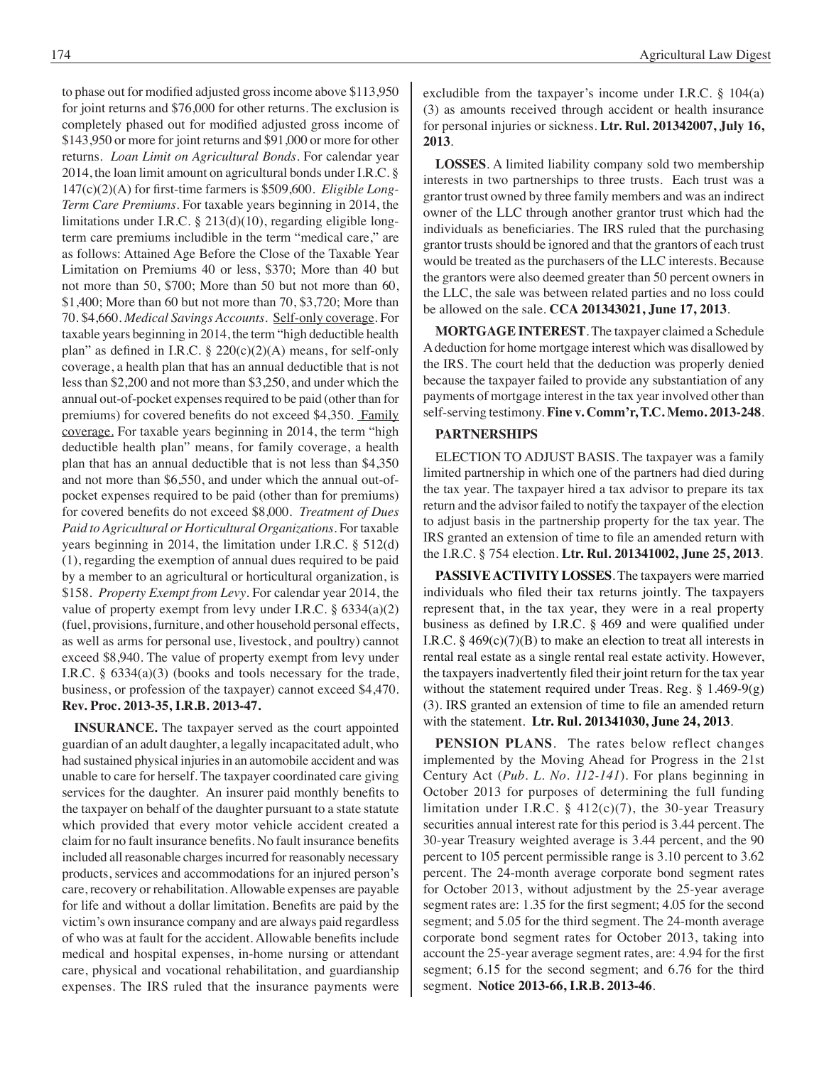to phase out for modified adjusted gross income above $113,950 for joint returns and $76,000 for other returns. The exclusion is completely phased out for modified adjusted gross income of $143,950 or more for joint returns and $91,000 or more for other returns. *Loan Limit on Agricultural Bonds*. For calendar year 2014, the loan limit amount on agricultural bonds under I.R.C. § 147(c)(2)(A) for first-time farmers is $509,600. *Eligible Long-Term Care Premiums*. For taxable years beginning in 2014, the limitations under I.R.C. § 213(d)(10), regarding eligible long-term care premiums includible in the term "medical care," are as follows: Attained Age Before the Close of the Taxable Year Limitation on Premiums 40 or less, $370; More than 40 but not more than 50, $700; More than 50 but not more than 60, $1,400; More than 60 but not more than 70, $3,720; More than 70. $4,660. *Medical Savings Accounts*. Self-only coverage. For taxable years beginning in 2014, the term "high deductible health plan" as defined in I.R.C. § 220(c)(2)(A) means, for self-only coverage, a health plan that has an annual deductible that is not less than $2,200 and not more than $3,250, and under which the annual out-of-pocket expenses required to be paid (other than for premiums) for covered benefits do not exceed $4,350. Family coverage. For taxable years beginning in 2014, the term "high deductible health plan" means, for family coverage, a health plan that has an annual deductible that is not less than $4,350 and not more than $6,550, and under which the annual out-of-pocket expenses required to be paid (other than for premiums) for covered benefits do not exceed $8,000. *Treatment of Dues Paid to Agricultural or Horticultural Organizations*. For taxable years beginning in 2014, the limitation under I.R.C. § 512(d)(1), regarding the exemption of annual dues required to be paid by a member to an agricultural or horticultural organization, is $158. *Property Exempt from Levy*. For calendar year 2014, the value of property exempt from levy under I.R.C. § 6334(a)(2) (fuel, provisions, furniture, and other household personal effects, as well as arms for personal use, livestock, and poultry) cannot exceed $8,940. The value of property exempt from levy under I.R.C. § 6334(a)(3) (books and tools necessary for the trade, business, or profession of the taxpayer) cannot exceed $4,470. **Rev. Proc. 2013-35, I.R.B. 2013-47.**

**INSURANCE.** The taxpayer served as the court appointed guardian of an adult daughter, a legally incapacitated adult, who had sustained physical injuries in an automobile accident and was unable to care for herself. The taxpayer coordinated care giving services for the daughter. An insurer paid monthly benefits to the taxpayer on behalf of the daughter pursuant to a state statute which provided that every motor vehicle accident created a claim for no fault insurance benefits. No fault insurance benefits included all reasonable charges incurred for reasonably necessary products, services and accommodations for an injured person's care, recovery or rehabilitation. Allowable expenses are payable for life and without a dollar limitation. Benefits are paid by the victim's own insurance company and are always paid regardless of who was at fault for the accident. Allowable benefits include medical and hospital expenses, in-home nursing or attendant care, physical and vocational rehabilitation, and guardianship expenses. The IRS ruled that the insurance payments were excludible from the taxpayer's income under I.R.C. § 104(a)(3) as amounts received through accident or health insurance for personal injuries or sickness. **Ltr. Rul. 201342007, July 16, 2013**.

**LOSSES**. A limited liability company sold two membership interests in two partnerships to three trusts. Each trust was a grantor trust owned by three family members and was an indirect owner of the LLC through another grantor trust which had the individuals as beneficiaries. The IRS ruled that the purchasing grantor trusts should be ignored and that the grantors of each trust would be treated as the purchasers of the LLC interests. Because the grantors were also deemed greater than 50 percent owners in the LLC, the sale was between related parties and no loss could be allowed on the sale. **CCA 201343021, June 17, 2013**.

**MORTGAGE INTEREST**. The taxpayer claimed a Schedule A deduction for home mortgage interest which was disallowed by the IRS. The court held that the deduction was properly denied because the taxpayer failed to provide any substantiation of any payments of mortgage interest in the tax year involved other than self-serving testimony. **Fine v. Comm'r, T.C. Memo. 2013-248**.

**PARTNERSHIPS**

ELECTION TO ADJUST BASIS. The taxpayer was a family limited partnership in which one of the partners had died during the tax year. The taxpayer hired a tax advisor to prepare its tax return and the advisor failed to notify the taxpayer of the election to adjust basis in the partnership property for the tax year. The IRS granted an extension of time to file an amended return with the I.R.C. § 754 election. **Ltr. Rul. 201341002, June 25, 2013**.

**PASSIVE ACTIVITY LOSSES**. The taxpayers were married individuals who filed their tax returns jointly. The taxpayers represent that, in the tax year, they were in a real property business as defined by I.R.C. § 469 and were qualified under I.R.C. § 469(c)(7)(B) to make an election to treat all interests in rental real estate as a single rental real estate activity. However, the taxpayers inadvertently filed their joint return for the tax year without the statement required under Treas. Reg. § 1.469-9(g)(3). IRS granted an extension of time to file an amended return with the statement. **Ltr. Rul. 201341030, June 24, 2013**.

**PENSION PLANS**. The rates below reflect changes implemented by the Moving Ahead for Progress in the 21st Century Act (*Pub. L. No. 112-141*). For plans beginning in October 2013 for purposes of determining the full funding limitation under I.R.C. § 412(c)(7), the 30-year Treasury securities annual interest rate for this period is 3.44 percent. The 30-year Treasury weighted average is 3.44 percent, and the 90 percent to 105 percent permissible range is 3.10 percent to 3.62 percent. The 24-month average corporate bond segment rates for October 2013, without adjustment by the 25-year average segment rates are: 1.35 for the first segment; 4.05 for the second segment; and 5.05 for the third segment. The 24-month average corporate bond segment rates for October 2013, taking into account the 25-year average segment rates, are: 4.94 for the first segment; 6.15 for the second segment; and 6.76 for the third segment. **Notice 2013-66, I.R.B. 2013-46**.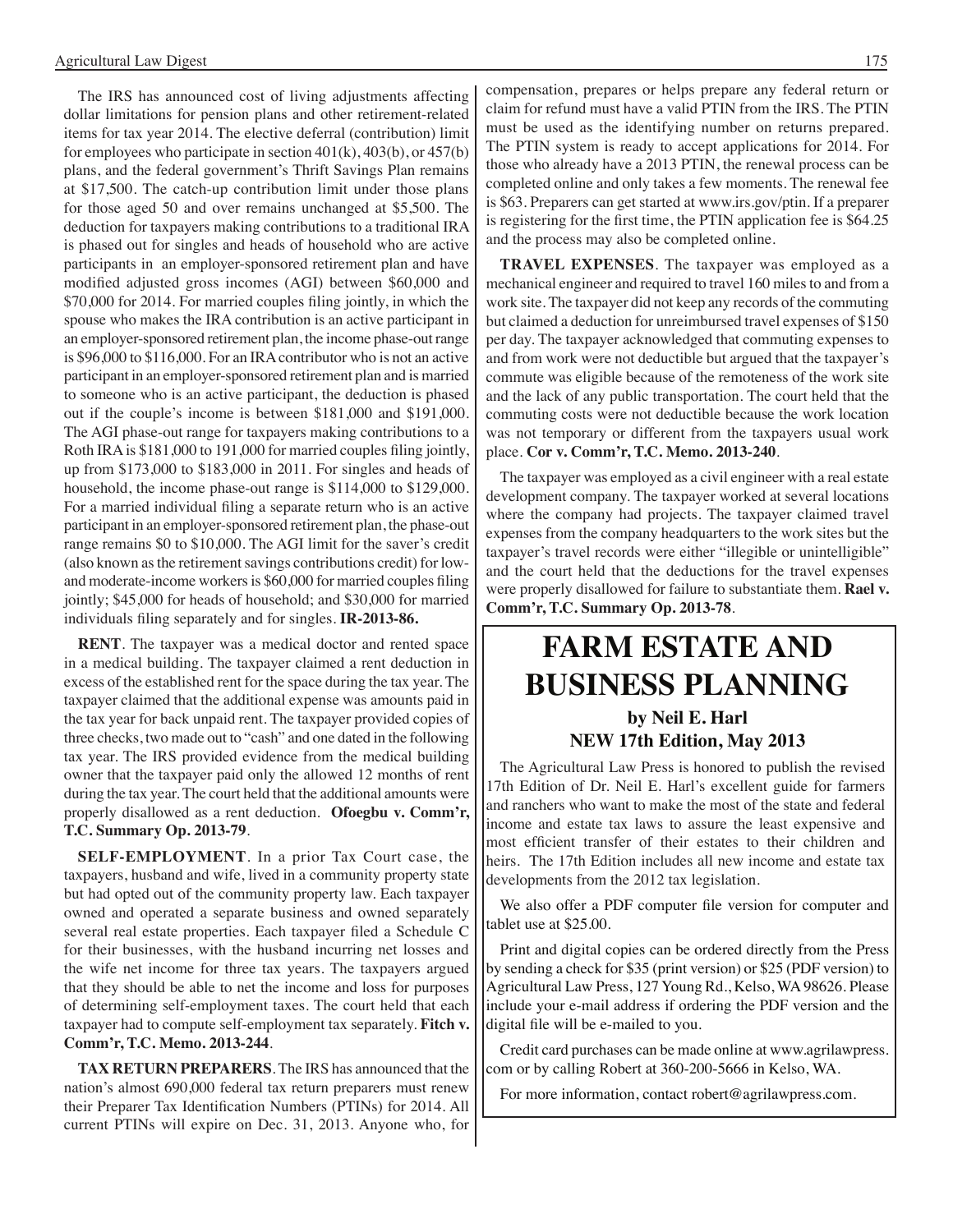The IRS has announced cost of living adjustments affecting dollar limitations for pension plans and other retirement-related items for tax year 2014. The elective deferral (contribution) limit for employees who participate in section 401(k), 403(b), or 457(b) plans, and the federal government's Thrift Savings Plan remains at $17,500. The catch-up contribution limit under those plans for those aged 50 and over remains unchanged at $5,500. The deduction for taxpayers making contributions to a traditional IRA is phased out for singles and heads of household who are active participants in an employer-sponsored retirement plan and have modified adjusted gross incomes (AGI) between $60,000 and $70,000 for 2014. For married couples filing jointly, in which the spouse who makes the IRA contribution is an active participant in an employer-sponsored retirement plan, the income phase-out range is $96,000 to $116,000. For an IRA contributor who is not an active participant in an employer-sponsored retirement plan and is married to someone who is an active participant, the deduction is phased out if the couple's income is between $181,000 and $191,000. The AGI phase-out range for taxpayers making contributions to a Roth IRA is $181,000 to 191,000 for married couples filing jointly, up from $173,000 to $183,000 in 2011. For singles and heads of household, the income phase-out range is $114,000 to $129,000. For a married individual filing a separate return who is an active participant in an employer-sponsored retirement plan, the phase-out range remains $0 to $10,000. The AGI limit for the saver's credit (also known as the retirement savings contributions credit) for low- and moderate-income workers is $60,000 for married couples filing jointly; $45,000 for heads of household; and $30,000 for married individuals filing separately and for singles. **IR-2013-86.**

**RENT**. The taxpayer was a medical doctor and rented space in a medical building. The taxpayer claimed a rent deduction in excess of the established rent for the space during the tax year. The taxpayer claimed that the additional expense was amounts paid in the tax year for back unpaid rent. The taxpayer provided copies of three checks, two made out to "cash" and one dated in the following tax year. The IRS provided evidence from the medical building owner that the taxpayer paid only the allowed 12 months of rent during the tax year. The court held that the additional amounts were properly disallowed as a rent deduction. **Ofoegbu v. Comm'r, T.C. Summary Op. 2013-79**.

**SELF-EMPLOYMENT**. In a prior Tax Court case, the taxpayers, husband and wife, lived in a community property state but had opted out of the community property law. Each taxpayer owned and operated a separate business and owned separately several real estate properties. Each taxpayer filed a Schedule C for their businesses, with the husband incurring net losses and the wife net income for three tax years. The taxpayers argued that they should be able to net the income and loss for purposes of determining self-employment taxes. The court held that each taxpayer had to compute self-employment tax separately. **Fitch v. Comm'r, T.C. Memo. 2013-244**.

**TAX RETURN PREPARERS**. The IRS has announced that the nation's almost 690,000 federal tax return preparers must renew their Preparer Tax Identification Numbers (PTINs) for 2014. All current PTINs will expire on Dec. 31, 2013. Anyone who, for compensation, prepares or helps prepare any federal return or claim for refund must have a valid PTIN from the IRS. The PTIN must be used as the identifying number on returns prepared. The PTIN system is ready to accept applications for 2014. For those who already have a 2013 PTIN, the renewal process can be completed online and only takes a few moments. The renewal fee is $63. Preparers can get started at www.irs.gov/ptin. If a preparer is registering for the first time, the PTIN application fee is $64.25 and the process may also be completed online.

**TRAVEL EXPENSES**. The taxpayer was employed as a mechanical engineer and required to travel 160 miles to and from a work site. The taxpayer did not keep any records of the commuting but claimed a deduction for unreimbursed travel expenses of $150 per day. The taxpayer acknowledged that commuting expenses to and from work were not deductible but argued that the taxpayer's commute was eligible because of the remoteness of the work site and the lack of any public transportation. The court held that the commuting costs were not deductible because the work location was not temporary or different from the taxpayers usual work place. **Cor v. Comm'r, T.C. Memo. 2013-240**.

The taxpayer was employed as a civil engineer with a real estate development company. The taxpayer worked at several locations where the company had projects. The taxpayer claimed travel expenses from the company headquarters to the work sites but the taxpayer's travel records were either "illegible or unintelligible" and the court held that the deductions for the travel expenses were properly disallowed for failure to substantiate them. **Rael v. Comm'r, T.C. Summary Op. 2013-78**.

# FARM ESTATE AND BUSINESS PLANNING

### by Neil E. Harl
### NEW 17th Edition, May 2013

The Agricultural Law Press is honored to publish the revised 17th Edition of Dr. Neil E. Harl's excellent guide for farmers and ranchers who want to make the most of the state and federal income and estate tax laws to assure the least expensive and most efficient transfer of their estates to their children and heirs. The 17th Edition includes all new income and estate tax developments from the 2012 tax legislation.

We also offer a PDF computer file version for computer and tablet use at $25.00.

Print and digital copies can be ordered directly from the Press by sending a check for $35 (print version) or $25 (PDF version) to Agricultural Law Press, 127 Young Rd., Kelso, WA 98626. Please include your e-mail address if ordering the PDF version and the digital file will be e-mailed to you.

Credit card purchases can be made online at www.agrilawpress.com or by calling Robert at 360-200-5666 in Kelso, WA.

For more information, contact robert@agrilawpress.com.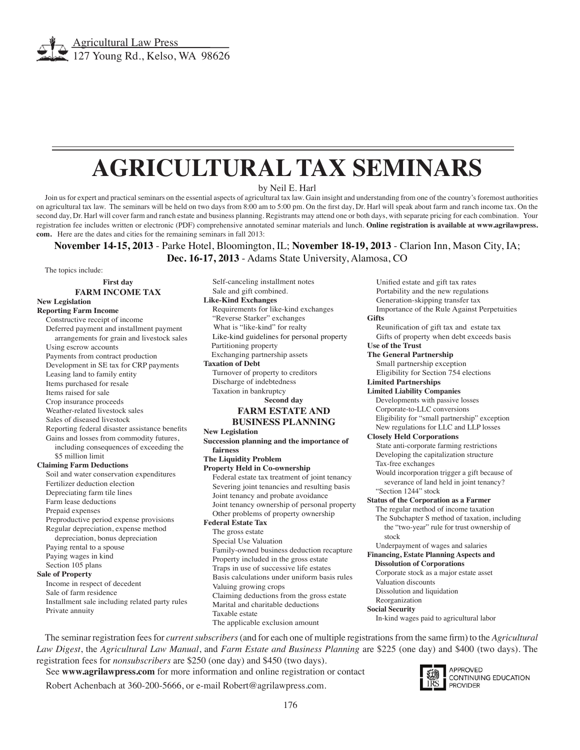Agricultural Law Press
127 Young Rd., Kelso, WA 98626

# AGRICULTURAL TAX SEMINARS

by Neil E. Harl

Join us for expert and practical seminars on the essential aspects of agricultural tax law. Gain insight and understanding from one of the country's foremost authorities on agricultural tax law. The seminars will be held on two days from 8:00 am to 5:00 pm. On the first day, Dr. Harl will speak about farm and ranch income tax. On the second day, Dr. Harl will cover farm and ranch estate and business planning. Registrants may attend one or both days, with separate pricing for each combination. Your registration fee includes written or electronic (PDF) comprehensive annotated seminar materials and lunch. **Online registration is available at www.agrilawpress.com.** Here are the dates and cities for the remaining seminars in fall 2013:

**November 14-15, 2013** - Parke Hotel, Bloomington, IL; **November 18-19, 2013** - Clarion Inn, Mason City, IA; **Dec. 16-17, 2013** - Adams State University, Alamosa, CO

The topics include:

### First day
### FARM INCOME TAX

**New Legislation**

**Reporting Farm Income**
- Constructive receipt of income
- Deferred payment and installment payment arrangements for grain and livestock sales
- Using escrow accounts
- Payments from contract production
- Development in SE tax for CRP payments
- Leasing land to family entity
- Items purchased for resale
- Items raised for sale
- Crop insurance proceeds
- Weather-related livestock sales
- Sales of diseased livestock
- Reporting federal disaster assistance benefits
- Gains and losses from commodity futures, including consequences of exceeding the $5 million limit

**Claiming Farm Deductions**
- Soil and water conservation expenditures
- Fertilizer deduction election
- Depreciating farm tile lines
- Farm lease deductions
- Prepaid expenses
- Preproductive period expense provisions
- Regular depreciation, expense method depreciation, bonus depreciation
- Paying rental to a spouse
- Paying wages in kind
- Section 105 plans

**Sale of Property**
- Income in respect of decedent
- Sale of farm residence
- Installment sale including related party rules
- Private annuity
- Self-canceling installment notes
- Sale and gift combined.

**Like-Kind Exchanges**
- Requirements for like-kind exchanges
- "Reverse Starker" exchanges
- What is "like-kind" for realty
- Like-kind guidelines for personal property
- Partitioning property
- Exchanging partnership assets

**Taxation of Debt**
- Turnover of property to creditors
- Discharge of indebtedness
- Taxation in bankruptcy

### Second day
### FARM ESTATE AND BUSINESS PLANNING

**New Legislation**

**Succession planning and the importance of fairness**

**The Liquidity Problem**

**Property Held in Co-ownership**
- Federal estate tax treatment of joint tenancy
- Severing joint tenancies and resulting basis
- Joint tenancy and probate avoidance
- Joint tenancy ownership of personal property
- Other problems of property ownership

**Federal Estate Tax**
- The gross estate
- Special Use Valuation
- Family-owned business deduction recapture
- Property included in the gross estate
- Traps in use of successive life estates
- Basis calculations under uniform basis rules
- Valuing growing crops
- Claiming deductions from the gross estate
- Marital and charitable deductions
- Taxable estate
- The applicable exclusion amount
- Unified estate and gift tax rates
- Portability and the new regulations
- Generation-skipping transfer tax
- Importance of the Rule Against Perpetuities

**Gifts**
- Reunification of gift tax and estate tax
- Gifts of property when debt exceeds basis

**Use of the Trust**

**The General Partnership**
- Small partnership exception
- Eligibility for Section 754 elections

**Limited Partnerships**

**Limited Liability Companies**
- Developments with passive losses
- Corporate-to-LLC conversions
- Eligibility for "small partnership" exception
- New regulations for LLC and LLP losses

**Closely Held Corporations**
- State anti-corporate farming restrictions
- Developing the capitalization structure
- Tax-free exchanges
- Would incorporation trigger a gift because of severance of land held in joint tenancy?
- "Section 1244" stock

**Status of the Corporation as a Farmer**
- The regular method of income taxation
- The Subchapter S method of taxation, including the "two-year" rule for trust ownership of stock
- Underpayment of wages and salaries

**Financing, Estate Planning Aspects and Dissolution of Corporations**
- Corporate stock as a major estate asset
- Valuation discounts
- Dissolution and liquidation
- Reorganization

**Social Security**
- In-kind wages paid to agricultural labor

The seminar registration fees for *current subscribers* (and for each one of multiple registrations from the same firm) to the *Agricultural Law Digest*, the *Agricultural Law Manual*, and *Farm Estate and Business Planning* are $225 (one day) and $400 (two days). The registration fees for *nonsubscribers* are $250 (one day) and $450 (two days).

See **www.agrilawpress.com** for more information and online registration or contact Robert Achenbach at 360-200-5666, or e-mail Robert@agrilawpress.com.

IRS APPROVED CONTINUING EDUCATION PROVIDER